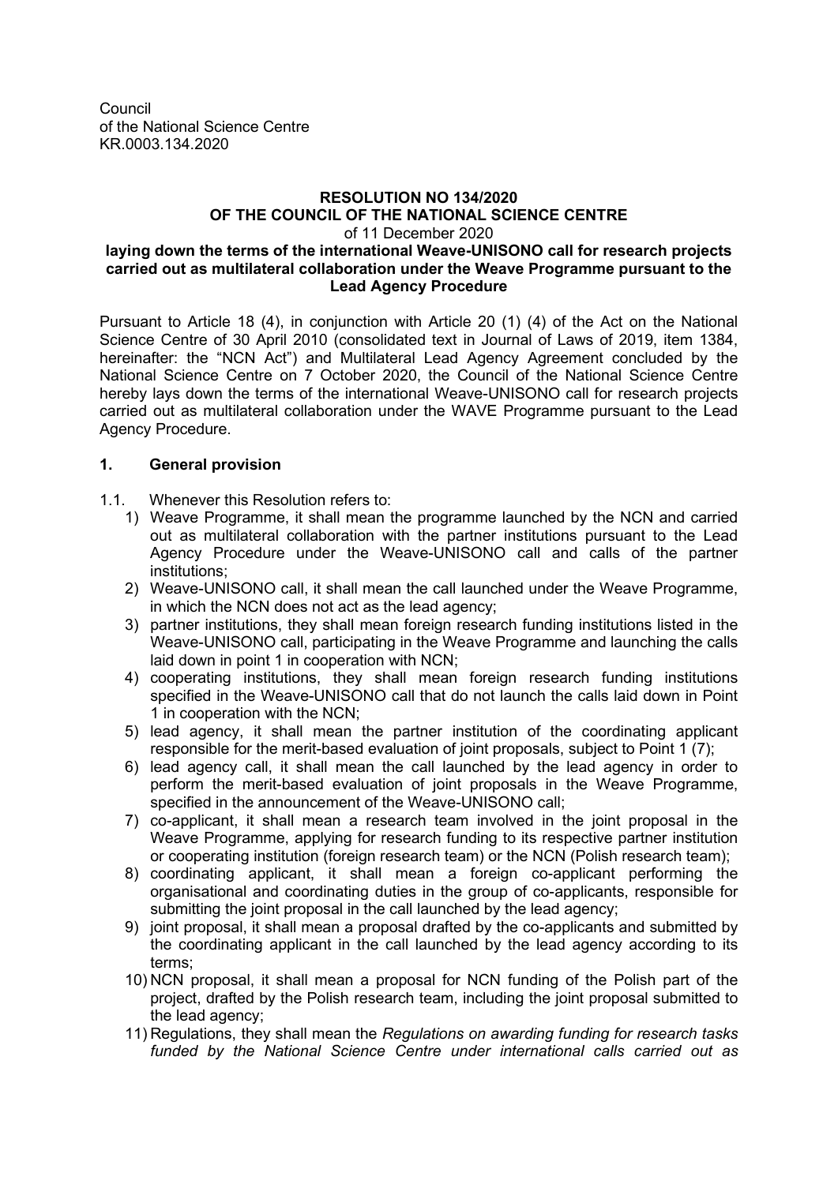Council
of the National Science Centre
KR.0003.134.2020

**RESOLUTION NO 134/2020**
**OF THE COUNCIL OF THE NATIONAL SCIENCE CENTRE**
of 11 December 2020
**laying down the terms of the international Weave-UNISONO call for research projects carried out as multilateral collaboration under the Weave Programme pursuant to the Lead Agency Procedure**

Pursuant to Article 18 (4), in conjunction with Article 20 (1) (4) of the Act on the National Science Centre of 30 April 2010 (consolidated text in Journal of Laws of 2019, item 1384, hereinafter: the "NCN Act") and Multilateral Lead Agency Agreement concluded by the National Science Centre on 7 October 2020, the Council of the National Science Centre hereby lays down the terms of the international Weave-UNISONO call for research projects carried out as multilateral collaboration under the WAVE Programme pursuant to the Lead Agency Procedure.

## 1. General provision

1.1. Whenever this Resolution refers to:

1) Weave Programme, it shall mean the programme launched by the NCN and carried out as multilateral collaboration with the partner institutions pursuant to the Lead Agency Procedure under the Weave-UNISONO call and calls of the partner institutions;
2) Weave-UNISONO call, it shall mean the call launched under the Weave Programme, in which the NCN does not act as the lead agency;
3) partner institutions, they shall mean foreign research funding institutions listed in the Weave-UNISONO call, participating in the Weave Programme and launching the calls laid down in point 1 in cooperation with NCN;
4) cooperating institutions, they shall mean foreign research funding institutions specified in the Weave-UNISONO call that do not launch the calls laid down in Point 1 in cooperation with the NCN;
5) lead agency, it shall mean the partner institution of the coordinating applicant responsible for the merit-based evaluation of joint proposals, subject to Point 1 (7);
6) lead agency call, it shall mean the call launched by the lead agency in order to perform the merit-based evaluation of joint proposals in the Weave Programme, specified in the announcement of the Weave-UNISONO call;
7) co-applicant, it shall mean a research team involved in the joint proposal in the Weave Programme, applying for research funding to its respective partner institution or cooperating institution (foreign research team) or the NCN (Polish research team);
8) coordinating applicant, it shall mean a foreign co-applicant performing the organisational and coordinating duties in the group of co-applicants, responsible for submitting the joint proposal in the call launched by the lead agency;
9) joint proposal, it shall mean a proposal drafted by the co-applicants and submitted by the coordinating applicant in the call launched by the lead agency according to its terms;
10) NCN proposal, it shall mean a proposal for NCN funding of the Polish part of the project, drafted by the Polish research team, including the joint proposal submitted to the lead agency;
11) Regulations, they shall mean the *Regulations on awarding funding for research tasks funded by the National Science Centre under international calls carried out as*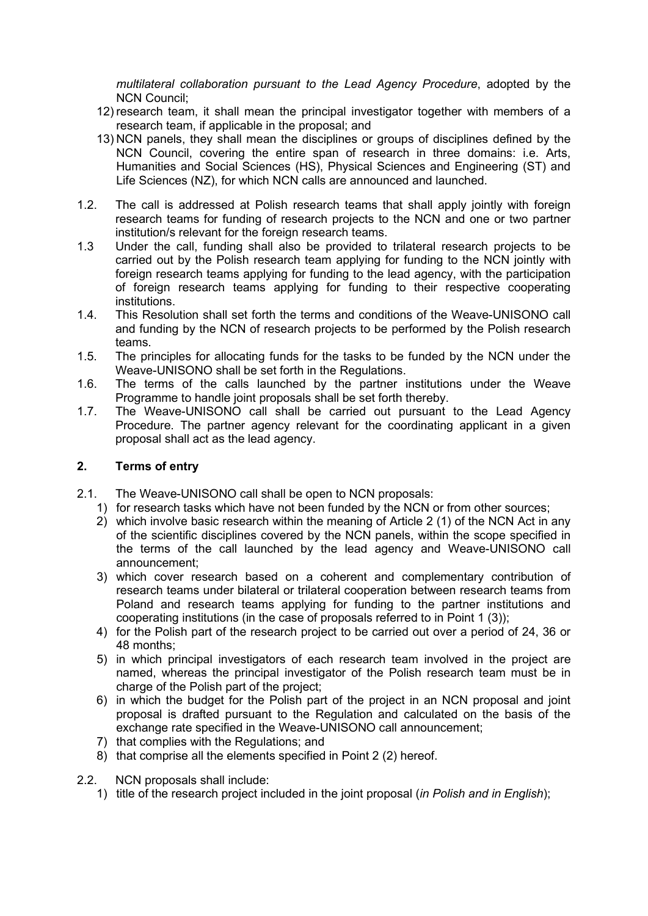*multilateral collaboration pursuant to the Lead Agency Procedure*, adopted by the NCN Council;

12) research team, it shall mean the principal investigator together with members of a research team, if applicable in the proposal; and
13) NCN panels, they shall mean the disciplines or groups of disciplines defined by the NCN Council, covering the entire span of research in three domains: i.e. Arts, Humanities and Social Sciences (HS), Physical Sciences and Engineering (ST) and Life Sciences (NZ), for which NCN calls are announced and launched.

1.2. The call is addressed at Polish research teams that shall apply jointly with foreign research teams for funding of research projects to the NCN and one or two partner institution/s relevant for the foreign research teams.

1.3 Under the call, funding shall also be provided to trilateral research projects to be carried out by the Polish research team applying for funding to the NCN jointly with foreign research teams applying for funding to the lead agency, with the participation of foreign research teams applying for funding to their respective cooperating institutions.

1.4. This Resolution shall set forth the terms and conditions of the Weave-UNISONO call and funding by the NCN of research projects to be performed by the Polish research teams.

1.5. The principles for allocating funds for the tasks to be funded by the NCN under the Weave-UNISONO shall be set forth in the Regulations.

1.6. The terms of the calls launched by the partner institutions under the Weave Programme to handle joint proposals shall be set forth thereby.

1.7. The Weave-UNISONO call shall be carried out pursuant to the Lead Agency Procedure. The partner agency relevant for the coordinating applicant in a given proposal shall act as the lead agency.

## 2. Terms of entry

2.1. The Weave-UNISONO call shall be open to NCN proposals:

1) for research tasks which have not been funded by the NCN or from other sources;
2) which involve basic research within the meaning of Article 2 (1) of the NCN Act in any of the scientific disciplines covered by the NCN panels, within the scope specified in the terms of the call launched by the lead agency and Weave-UNISONO call announcement;
3) which cover research based on a coherent and complementary contribution of research teams under bilateral or trilateral cooperation between research teams from Poland and research teams applying for funding to the partner institutions and cooperating institutions (in the case of proposals referred to in Point 1 (3));
4) for the Polish part of the research project to be carried out over a period of 24, 36 or 48 months;
5) in which principal investigators of each research team involved in the project are named, whereas the principal investigator of the Polish research team must be in charge of the Polish part of the project;
6) in which the budget for the Polish part of the project in an NCN proposal and joint proposal is drafted pursuant to the Regulation and calculated on the basis of the exchange rate specified in the Weave-UNISONO call announcement;
7) that complies with the Regulations; and
8) that comprise all the elements specified in Point 2 (2) hereof.

2.2. NCN proposals shall include:

1) title of the research project included in the joint proposal (*in Polish and in English*);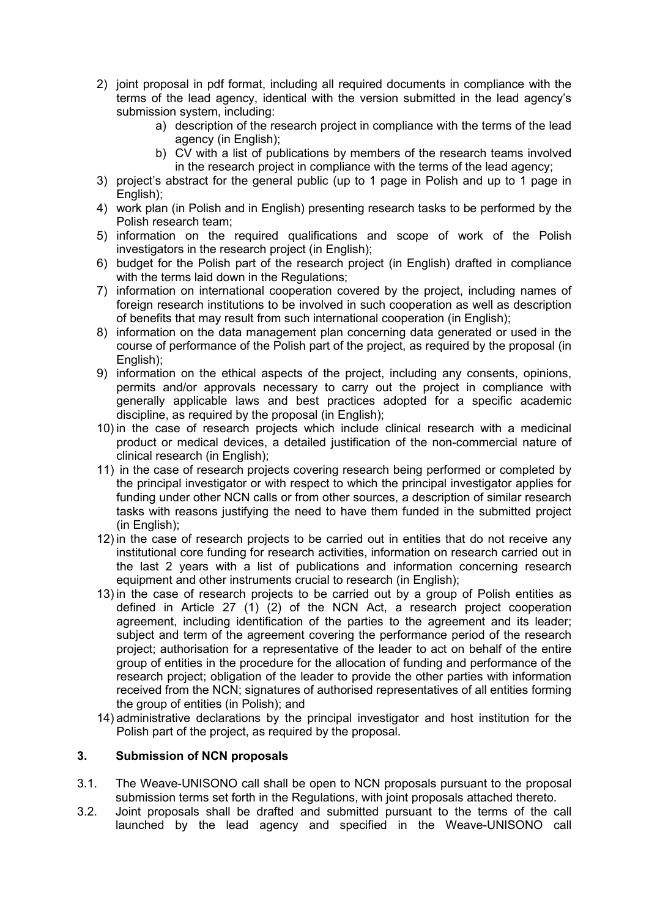2) joint proposal in pdf format, including all required documents in compliance with the terms of the lead agency, identical with the version submitted in the lead agency's submission system, including:
    a) description of the research project in compliance with the terms of the lead agency (in English);
    b) CV with a list of publications by members of the research teams involved in the research project in compliance with the terms of the lead agency;
3) project's abstract for the general public (up to 1 page in Polish and up to 1 page in English);
4) work plan (in Polish and in English) presenting research tasks to be performed by the Polish research team;
5) information on the required qualifications and scope of work of the Polish investigators in the research project (in English);
6) budget for the Polish part of the research project (in English) drafted in compliance with the terms laid down in the Regulations;
7) information on international cooperation covered by the project, including names of foreign research institutions to be involved in such cooperation as well as description of benefits that may result from such international cooperation (in English);
8) information on the data management plan concerning data generated or used in the course of performance of the Polish part of the project, as required by the proposal (in English);
9) information on the ethical aspects of the project, including any consents, opinions, permits and/or approvals necessary to carry out the project in compliance with generally applicable laws and best practices adopted for a specific academic discipline, as required by the proposal (in English);
10) in the case of research projects which include clinical research with a medicinal product or medical devices, a detailed justification of the non-commercial nature of clinical research (in English);
11) in the case of research projects covering research being performed or completed by the principal investigator or with respect to which the principal investigator applies for funding under other NCN calls or from other sources, a description of similar research tasks with reasons justifying the need to have them funded in the submitted project (in English);
12) in the case of research projects to be carried out in entities that do not receive any institutional core funding for research activities, information on research carried out in the last 2 years with a list of publications and information concerning research equipment and other instruments crucial to research (in English);
13) in the case of research projects to be carried out by a group of Polish entities as defined in Article 27 (1) (2) of the NCN Act, a research project cooperation agreement, including identification of the parties to the agreement and its leader; subject and term of the agreement covering the performance period of the research project; authorisation for a representative of the leader to act on behalf of the entire group of entities in the procedure for the allocation of funding and performance of the research project; obligation of the leader to provide the other parties with information received from the NCN; signatures of authorised representatives of all entities forming the group of entities (in Polish); and
14) administrative declarations by the principal investigator and host institution for the Polish part of the project, as required by the proposal.

## 3. Submission of NCN proposals

3.1. The Weave-UNISONO call shall be open to NCN proposals pursuant to the proposal submission terms set forth in the Regulations, with joint proposals attached thereto.

3.2. Joint proposals shall be drafted and submitted pursuant to the terms of the call launched by the lead agency and specified in the Weave-UNISONO call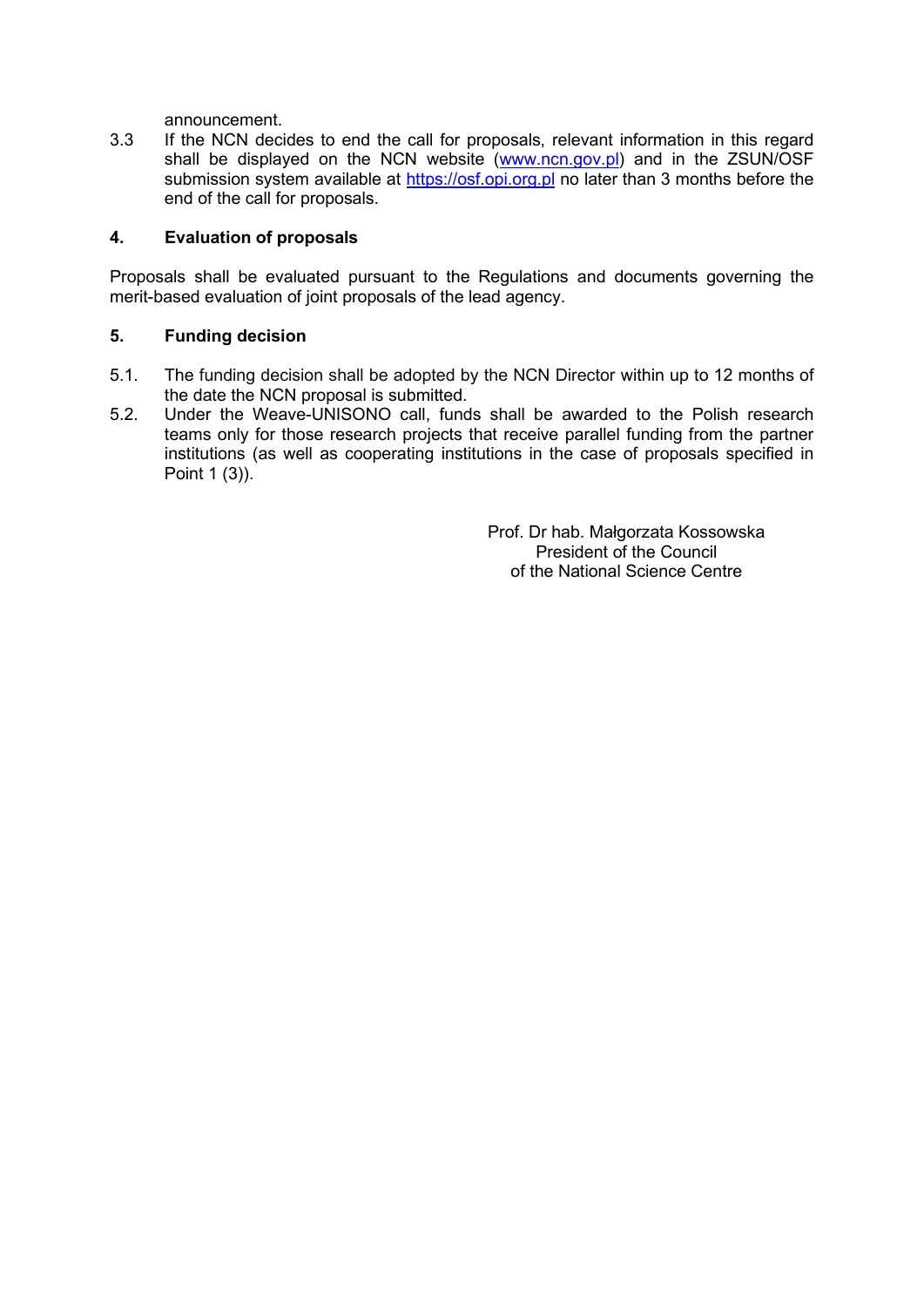announcement.

3.3 If the NCN decides to end the call for proposals, relevant information in this regard shall be displayed on the NCN website (www.ncn.gov.pl) and in the ZSUN/OSF submission system available at https://osf.opi.org.pl no later than 3 months before the end of the call for proposals.

## 4. Evaluation of proposals

Proposals shall be evaluated pursuant to the Regulations and documents governing the merit-based evaluation of joint proposals of the lead agency.

## 5. Funding decision

5.1. The funding decision shall be adopted by the NCN Director within up to 12 months of the date the NCN proposal is submitted.

5.2. Under the Weave-UNISONO call, funds shall be awarded to the Polish research teams only for those research projects that receive parallel funding from the partner institutions (as well as cooperating institutions in the case of proposals specified in Point 1 (3)).

Prof. Dr hab. Małgorzata Kossowska
President of the Council
of the National Science Centre